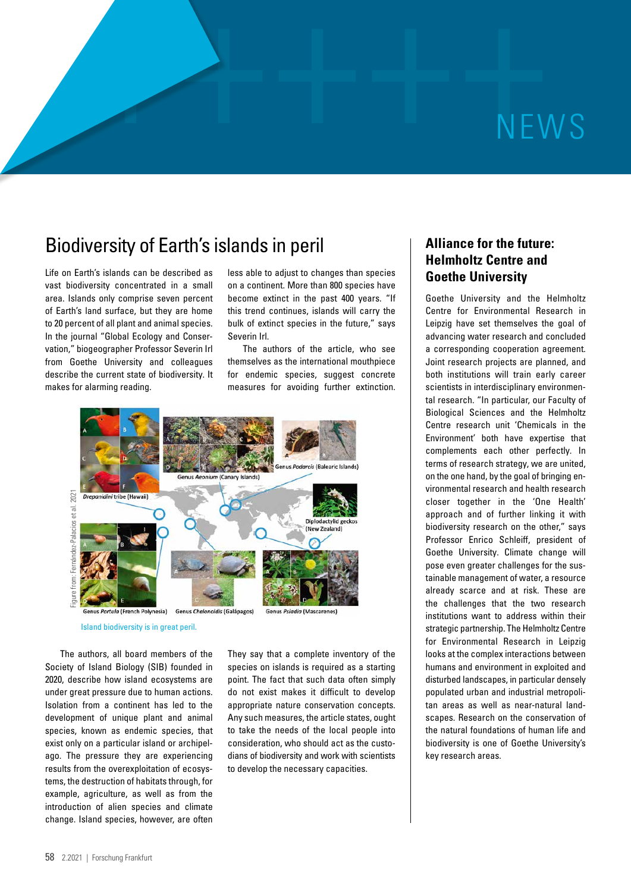NEWS

# Biodiversity of Earth's islands in peril

Life on Earth's islands can be described as vast biodiversity concentrated in a small area. Islands only comprise seven percent of Earth's land surface, but they are home to 20 percent of all plant and animal species. In the journal "Global Ecology and Conservation," biogeographer Professor Severin Irl from Goethe University and colleagues describe the current state of biodiversity. It makes for alarming reading.

The authors, all board members of the Society of Island Biology (SIB) founded in 2020, describe how island ecosystems are under great pressure due to human actions. Isolation from a continent has led to the development of unique plant and animal species, known as endemic species, that exist only on a particular island or archipelago. The pressure they are experiencing results from the overexploitation of ecosystems, the destruction of habitats through, for example, agriculture, as well as from the introduction of alien species and climate change. Island species, however, are often less able to adjust to changes than species on a continent. More than 800 species have become extinct in the past 400 years. "If this trend continues, islands will carry the bulk of extinct species in the future," says Severin Irl.

The authors of the article, who see themselves as the international mouthpiece for endemic species, suggest concrete measures for avoiding further extinction. They say that a complete inventory of the species on islands is required as a starting point. The fact that such data often simply do not exist makes it difficult to develop appropriate nature conservation concepts. Any such measures, the article states, ought to take the needs of the local people into consideration, who should act as the custodians of biodiversity and work with scientists to develop the necessary capacities.

Figure from: Fernández-Palacios et al. 2021

Island biodiversity is in great peril.

## Alliance for the future: Helmholtz Centre and Goethe University

Goethe University and the Helmholtz Centre for Environmental Research in Leipzig have set themselves the goal of advancing water research and concluded a corresponding cooperation agreement. Joint research projects are planned, and both institutions will train early career scientists in interdisciplinary environmental research. "In particular, our Faculty of Biological Sciences and the Helmholtz Centre research unit 'Chemicals in the Environment' both have expertise that complements each other perfectly. In terms of research strategy, we are united, on the one hand, by the goal of bringing environmental research and health research closer together in the 'One Health' approach and of further linking it with biodiversity research on the other," says Professor Enrico Schleiff, president of Goethe University. Climate change will pose even greater challenges for the sustainable management of water, a resource already scarce and at risk. These are the challenges that the two research institutions want to address within their strategic partnership. The Helmholtz Centre for Environmental Research in Leipzig looks at the complex interactions between humans and environment in exploited and disturbed landscapes, in particular densely populated urban and industrial metropolitan areas as well as near-natural landscapes. Research on the conservation of the natural foundations of human life and biodiversity is one of Goethe University's key research areas.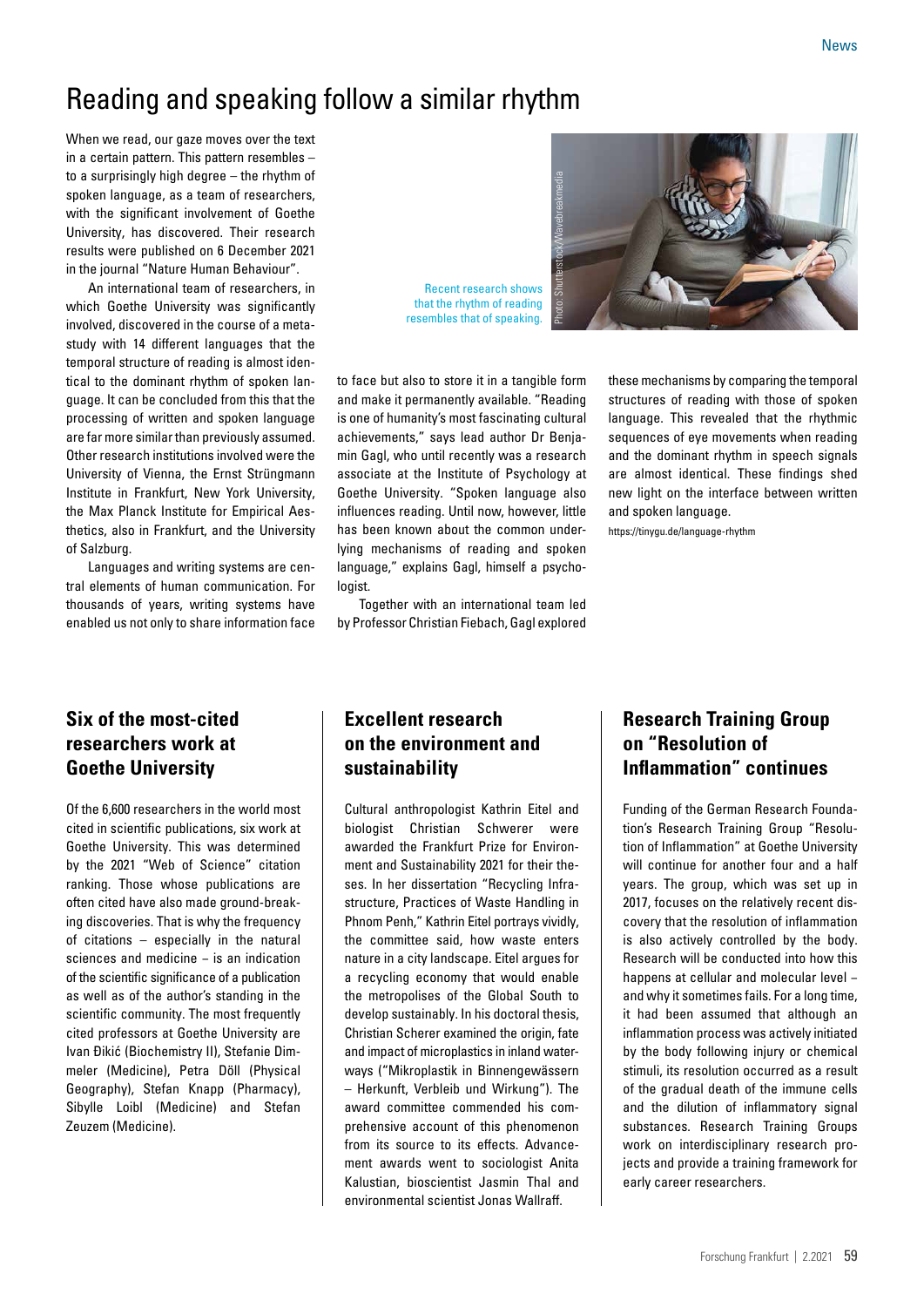# Reading and speaking follow a similar rhythm

When we read, our gaze moves over the text in a certain pattern. This pattern resembles – to a surprisingly high degree – the rhythm of spoken language, as a team of researchers, with the significant involvement of Goethe University, has discovered. Their research results were published on 6 December 2021 in the journal "Nature Human Behaviour".

An international team of researchers, in which Goethe University was significantly involved, discovered in the course of a meta-study with 14 different languages that the temporal structure of reading is almost identical to the dominant rhythm of spoken language. It can be concluded from this that the processing of written and spoken language are far more similar than previously assumed. Other research institutions involved were the University of Vienna, the Ernst Strüngmann Institute in Frankfurt, New York University, the Max Planck Institute for Empirical Aesthetics, also in Frankfurt, and the University of Salzburg.

Languages and writing systems are central elements of human communication. For thousands of years, writing systems have enabled us not only to share information face to face but also to store it in a tangible form and make it permanently available. "Reading is one of humanity's most fascinating cultural achievements," says lead author Dr Benjamin Gagl, who until recently was a research associate at the Institute of Psychology at Goethe University. "Spoken language also influences reading. Until now, however, little has been known about the common underlying mechanisms of reading and spoken language," explains Gagl, himself a psychologist.

Together with an international team led by Professor Christian Fiebach, Gagl explored these mechanisms by comparing the temporal structures of reading with those of spoken language. This revealed that the rhythmic sequences of eye movements when reading and the dominant rhythm in speech signals are almost identical. These findings shed new light on the interface between written and spoken language.

https://tinygu.de/language-rhythm

Recent research shows that the rhythm of reading resembles that of speaking.

Photo: Shutterstock/Wavebreakmedia

## Six of the most-cited researchers work at Goethe University

Of the 6,600 researchers in the world most cited in scientific publications, six work at Goethe University. This was determined by the 2021 "Web of Science" citation ranking. Those whose publications are often cited have also made ground-breaking discoveries. That is why the frequency of citations – especially in the natural sciences and medicine – is an indication of the scientific significance of a publication as well as of the author's standing in the scientific community. The most frequently cited professors at Goethe University are Ivan Đikić (Biochemistry II), Stefanie Dimmeler (Medicine), Petra Döll (Physical Geography), Stefan Knapp (Pharmacy), Sibylle Loibl (Medicine) and Stefan Zeuzem (Medicine).

## Excellent research on the environment and sustainability

Cultural anthropologist Kathrin Eitel and biologist Christian Schwerer were awarded the Frankfurt Prize for Environment and Sustainability 2021 for their theses. In her dissertation "Recycling Infrastructure, Practices of Waste Handling in Phnom Penh," Kathrin Eitel portrays vividly, the committee said, how waste enters nature in a city landscape. Eitel argues for a recycling economy that would enable the metropolises of the Global South to develop sustainably. In his doctoral thesis, Christian Scherer examined the origin, fate and impact of microplastics in inland waterways ("Mikroplastik in Binnengewässern – Herkunft, Verbleib und Wirkung"). The award committee commended his comprehensive account of this phenomenon from its source to its effects. Advancement awards went to sociologist Anita Kalustian, bioscientist Jasmin Thal and environmental scientist Jonas Wallraff.

## Research Training Group on "Resolution of Inflammation" continues

Funding of the German Research Foundation's Research Training Group "Resolution of Inflammation" at Goethe University will continue for another four and a half years. The group, which was set up in 2017, focuses on the relatively recent discovery that the resolution of inflammation is also actively controlled by the body. Research will be conducted into how this happens at cellular and molecular level – and why it sometimes fails. For a long time, it had been assumed that although an inflammation process was actively initiated by the body following injury or chemical stimuli, its resolution occurred as a result of the gradual death of the immune cells and the dilution of inflammatory signal substances. Research Training Groups work on interdisciplinary research projects and provide a training framework for early career researchers.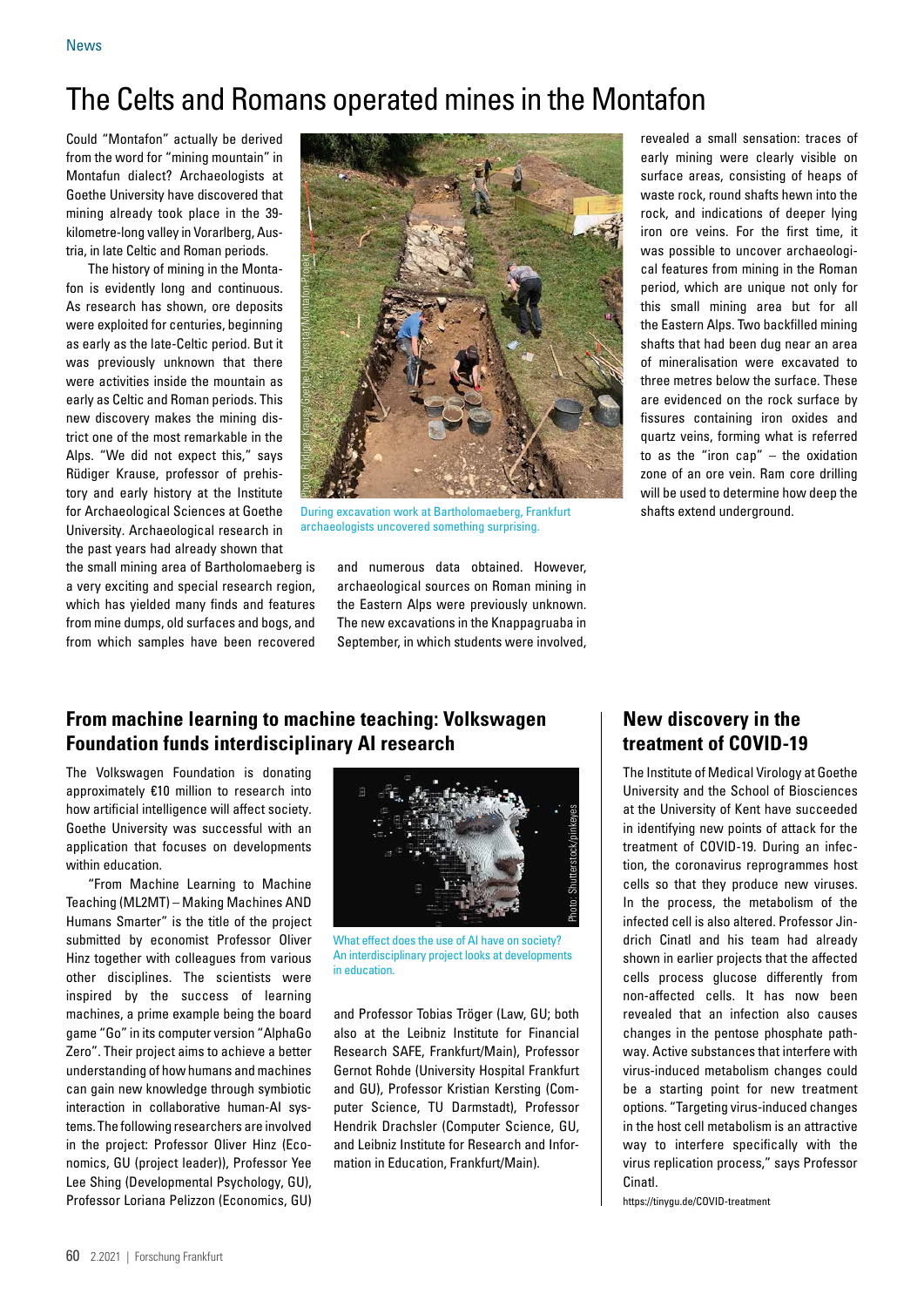# The Celts and Romans operated mines in the Montafon

Could "Montafon" actually be derived from the word for "mining mountain" in Montafun dialect? Archaeologists at Goethe University have discovered that mining already took place in the 39-kilometre-long valley in Vorarlberg, Austria, in late Celtic and Roman periods.

The history of mining in the Montafon is evidently long and continuous. As research has shown, ore deposits were exploited for centuries, beginning as early as the late-Celtic period. But it was previously unknown that there were activities inside the mountain as early as Celtic and Roman periods. This new discovery makes the mining district one of the most remarkable in the Alps. "We did not expect this," says Rüdiger Krause, professor of prehistory and early history at the Institute for Archaeological Sciences at Goethe University. Archaeological research in the past years had already shown that the small mining area of Bartholomaeberg is a very exciting and special research region, which has yielded many finds and features from mine dumps, old surfaces and bogs, and from which samples have been recovered and numerous data obtained. However, archaeological sources on Roman mining in the Eastern Alps were previously unknown. The new excavations in the Knappagruaba in September, in which students were involved, revealed a small sensation: traces of early mining were clearly visible on surface areas, consisting of heaps of waste rock, round shafts hewn into the rock, and indications of deeper lying iron ore veins. For the first time, it was possible to uncover archaeological features from mining in the Roman period, which are unique not only for this small mining area but for all the Eastern Alps. Two backfilled mining shafts that had been dug near an area of mineralisation were excavated to three metres below the surface. These are evidenced on the rock surface by fissures containing iron oxides and quartz veins, forming what is referred to as the "iron cap" – the oxidation zone of an ore vein. Ram core drilling will be used to determine how deep the shafts extend underground.

Photo: Rüdiger Krause/Goethe-Universität/Montafon-Projekt

During excavation work at Bartholomaeberg, Frankfurt archaeologists uncovered something surprising.

## From machine learning to machine teaching: Volkswagen Foundation funds interdisciplinary AI research

The Volkswagen Foundation is donating approximately €10 million to research into how artificial intelligence will affect society. Goethe University was successful with an application that focuses on developments within education.

"From Machine Learning to Machine Teaching (ML2MT) – Making Machines AND Humans Smarter" is the title of the project submitted by economist Professor Oliver Hinz together with colleagues from various other disciplines. The scientists were inspired by the success of learning machines, a prime example being the board game "Go" in its computer version "AlphaGo Zero". Their project aims to achieve a better understanding of how humans and machines can gain new knowledge through symbiotic interaction in collaborative human-AI systems. The following researchers are involved in the project: Professor Oliver Hinz (Economics, GU (project leader)), Professor Yee Lee Shing (Developmental Psychology, GU), Professor Loriana Pelizzon (Economics, GU) and Professor Tobias Tröger (Law, GU; both also at the Leibniz Institute for Financial Research SAFE, Frankfurt/Main), Professor Gernot Rohde (University Hospital Frankfurt and GU), Professor Kristian Kersting (Computer Science, TU Darmstadt), Professor Hendrik Drachsler (Computer Science, GU, and Leibniz Institute for Research and Information in Education, Frankfurt/Main).

Photo: Shutterstock/pinkeyes

What effect does the use of AI have on society? An interdisciplinary project looks at developments in education.

## New discovery in the treatment of COVID-19

The Institute of Medical Virology at Goethe University and the School of Biosciences at the University of Kent have succeeded in identifying new points of attack for the treatment of COVID-19. During an infection, the coronavirus reprogrammes host cells so that they produce new viruses. In the process, the metabolism of the infected cell is also altered. Professor Jindrich Cinatl and his team had already shown in earlier projects that the affected cells process glucose differently from non-affected cells. It has now been revealed that an infection also causes changes in the pentose phosphate pathway. Active substances that interfere with virus-induced metabolism changes could be a starting point for new treatment options. "Targeting virus-induced changes in the host cell metabolism is an attractive way to interfere specifically with the virus replication process," says Professor Cinatl.

https://tinygu.de/COVID-treatment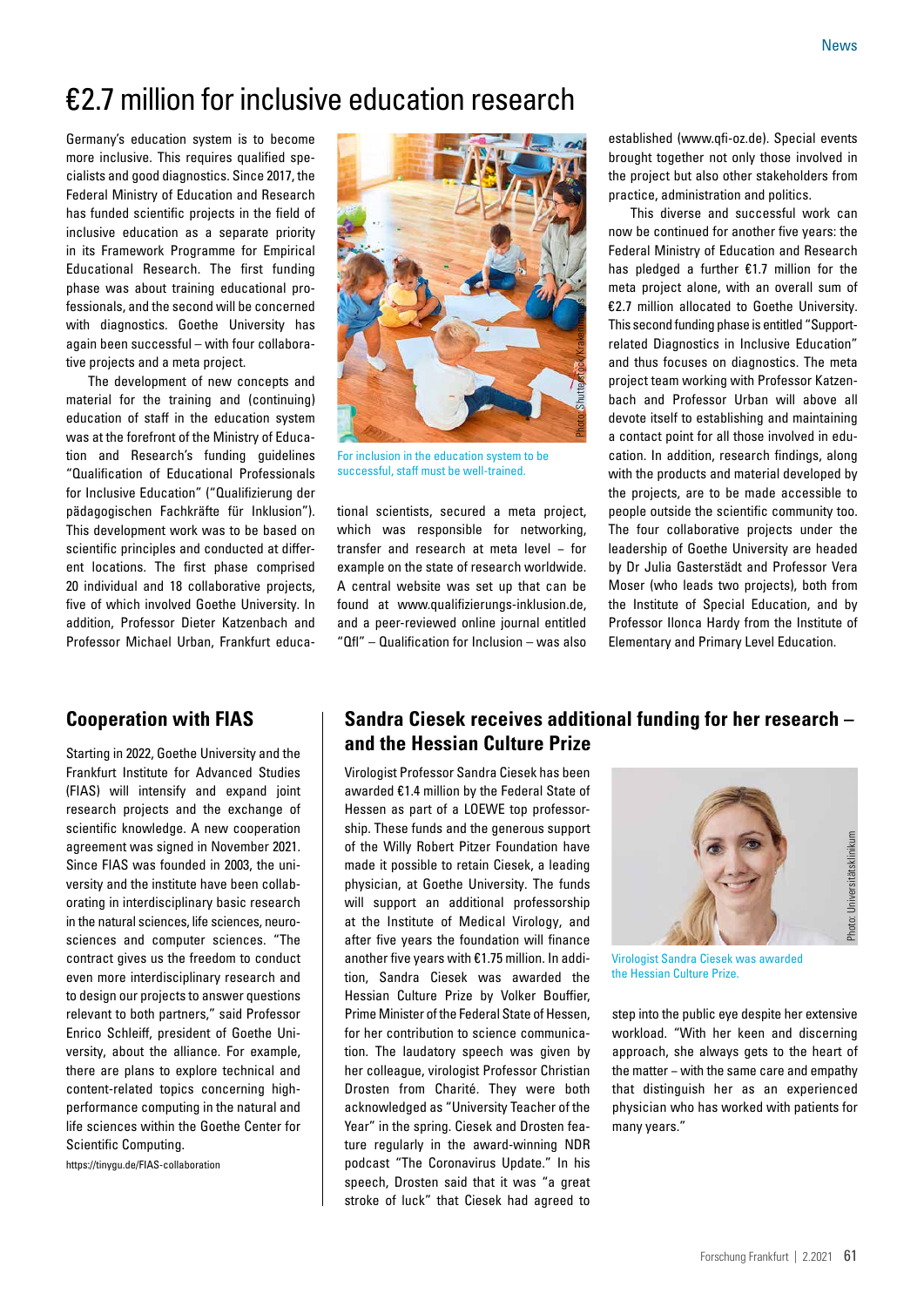# €2.7 million for inclusive education research

Germany's education system is to become more inclusive. This requires qualified specialists and good diagnostics. Since 2017, the Federal Ministry of Education and Research has funded scientific projects in the field of inclusive education as a separate priority in its Framework Programme for Empirical Educational Research. The first funding phase was about training educational professionals, and the second will be concerned with diagnostics. Goethe University has again been successful – with four collaborative projects and a meta project.

The development of new concepts and material for the training and (continuing) education of staff in the education system was at the forefront of the Ministry of Education and Research's funding guidelines "Qualification of Educational Professionals for Inclusive Education" ("Qualifizierung der pädagogischen Fachkräfte für Inklusion"). This development work was to be based on scientific principles and conducted at different locations. The first phase comprised 20 individual and 18 collaborative projects, five of which involved Goethe University. In addition, Professor Dieter Katzenbach and Professor Michael Urban, Frankfurt educational scientists, secured a meta project, which was responsible for networking, transfer and research at meta level – for example on the state of research worldwide. A central website was set up that can be found at www.qualifizierungs-inklusion.de, and a peer-reviewed online journal entitled "QfI" – Qualification for Inclusion – was also established (www.qfi-oz.de). Special events brought together not only those involved in the project but also other stakeholders from practice, administration and politics.

For inclusion in the education system to be successful, staff must be well-trained.

This diverse and successful work can now be continued for another five years: the Federal Ministry of Education and Research has pledged a further €1.7 million for the meta project alone, with an overall sum of €2.7 million allocated to Goethe University. This second funding phase is entitled "Support-related Diagnostics in Inclusive Education" and thus focuses on diagnostics. The meta project team working with Professor Katzenbach and Professor Urban will above all devote itself to establishing and maintaining a contact point for all those involved in education. In addition, research findings, along with the products and material developed by the projects, are to be made accessible to people outside the scientific community too. The four collaborative projects under the leadership of Goethe University are headed by Dr Julia Gasterstädt and Professor Vera Moser (who leads two projects), both from the Institute of Special Education, and by Professor Ilonca Hardy from the Institute of Elementary and Primary Level Education.

## Cooperation with FIAS

Starting in 2022, Goethe University and the Frankfurt Institute for Advanced Studies (FIAS) will intensify and expand joint research projects and the exchange of scientific knowledge. A new cooperation agreement was signed in November 2021. Since FIAS was founded in 2003, the university and the institute have been collaborating in interdisciplinary basic research in the natural sciences, life sciences, neurosciences and computer sciences. "The contract gives us the freedom to conduct even more interdisciplinary research and to design our projects to answer questions relevant to both partners," said Professor Enrico Schleiff, president of Goethe University, about the alliance. For example, there are plans to explore technical and content-related topics concerning high-performance computing in the natural and life sciences within the Goethe Center for Scientific Computing.

https://tinygu.de/FIAS-collaboration

## Sandra Ciesek receives additional funding for her research – and the Hessian Culture Prize

Virologist Professor Sandra Ciesek has been awarded €1.4 million by the Federal State of Hessen as part of a LOEWE top professorship. These funds and the generous support of the Willy Robert Pitzer Foundation have made it possible to retain Ciesek, a leading physician, at Goethe University. The funds will support an additional professorship at the Institute of Medical Virology, and after five years the foundation will finance another five years with €1.75 million. In addition, Sandra Ciesek was awarded the Hessian Culture Prize by Volker Bouffier, Prime Minister of the Federal State of Hessen, for her contribution to science communication. The laudatory speech was given by her colleague, virologist Professor Christian Drosten from Charité. They were both acknowledged as "University Teacher of the Year" in the spring. Ciesek and Drosten feature regularly in the award-winning NDR podcast "The Coronavirus Update." In his speech, Drosten said that it was "a great stroke of luck" that Ciesek had agreed to step into the public eye despite her extensive workload. "With her keen and discerning approach, she always gets to the heart of the matter – with the same care and empathy that distinguish her as an experienced physician who has worked with patients for many years."

Virologist Sandra Ciesek was awarded the Hessian Culture Prize.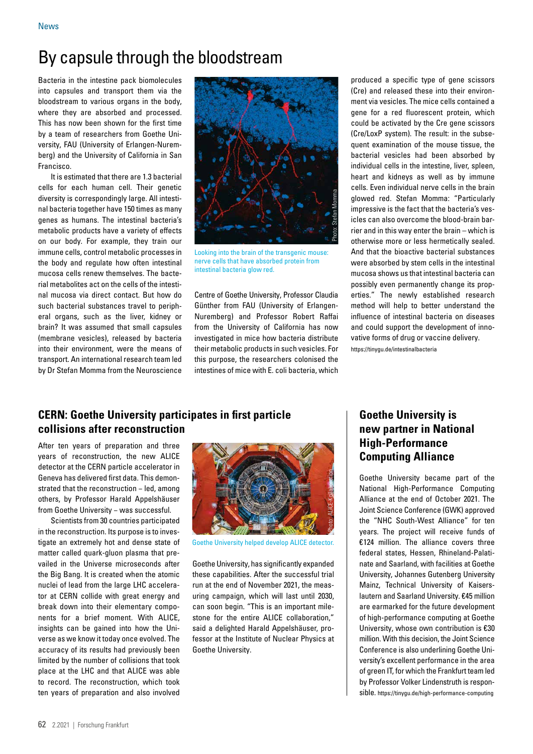# By capsule through the bloodstream

Bacteria in the intestine pack biomolecules into capsules and transport them via the bloodstream to various organs in the body, where they are absorbed and processed. This has now been shown for the first time by a team of researchers from Goethe University, FAU (University of Erlangen-Nuremberg) and the University of California in San Francisco.

It is estimated that there are 1.3 bacterial cells for each human cell. Their genetic diversity is correspondingly large. All intestinal bacteria together have 150 times as many genes as humans. The intestinal bacteria's metabolic products have a variety of effects on our body. For example, they train our immune cells, control metabolic processes in the body and regulate how often intestinal mucosa cells renew themselves. The bacterial metabolites act on the cells of the intestinal mucosa via direct contact. But how do such bacterial substances travel to peripheral organs, such as the liver, kidney or brain? It was assumed that small capsules (membrane vesicles), released by bacteria into their environment, were the means of transport. An international research team led by Dr Stefan Momma from the Neuroscience Centre of Goethe University, Professor Claudia Günther from FAU (University of Erlangen-Nuremberg) and Professor Robert Raffai from the University of California has now investigated in mice how bacteria distribute their metabolic products in such vesicles. For this purpose, the researchers colonised the intestines of mice with E. coli bacteria, which produced a specific type of gene scissors (Cre) and released these into their environment via vesicles. The mice cells contained a gene for a red fluorescent protein, which could be activated by the Cre gene scissors (Cre/LoxP system). The result: in the subsequent examination of the mouse tissue, the bacterial vesicles had been absorbed by individual cells in the intestine, liver, spleen, heart and kidneys as well as by immune cells. Even individual nerve cells in the brain glowed red. Stefan Momma: "Particularly impressive is the fact that the bacteria's vesicles can also overcome the blood-brain barrier and in this way enter the brain – which is otherwise more or less hermetically sealed. And that the bioactive bacterial substances were absorbed by stem cells in the intestinal mucosa shows us that intestinal bacteria can possibly even permanently change its properties." The newly established research method will help to better understand the influence of intestinal bacteria on diseases and could support the development of innovative forms of drug or vaccine delivery.

https://tinygu.de/intestinalbacteria

Photo: Stefan Momma

Looking into the brain of the transgenic mouse: nerve cells that have absorbed protein from intestinal bacteria glow red.

## CERN: Goethe University participates in first particle collisions after reconstruction

After ten years of preparation and three years of reconstruction, the new ALICE detector at the CERN particle accelerator in Geneva has delivered first data. This demonstrated that the reconstruction – led, among others, by Professor Harald Appelshäuser from Goethe University – was successful.

Scientists from 30 countries participated in the reconstruction. Its purpose is to investigate an extremely hot and dense state of matter called quark-gluon plasma that prevailed in the Universe microseconds after the Big Bang. It is created when the atomic nuclei of lead from the large LHC accelerator at CERN collide with great energy and break down into their elementary components for a brief moment. With ALICE, insights can be gained into how the Universe as we know it today once evolved. The accuracy of its results had previously been limited by the number of collisions that took place at the LHC and that ALICE was able to record. The reconstruction, which took ten years of preparation and also involved Goethe University, has significantly expanded these capabilities. After the successful trial run at the end of November 2021, the measuring campaign, which will last until 2030, can soon begin. "This is an important milestone for the entire ALICE collaboration," said a delighted Harald Appelshäuser, professor at the Institute of Nuclear Physics at Goethe University.

Photo: ALICE Kollaboration

Goethe University helped develop ALICE detector.

## Goethe University is new partner in National High-Performance Computing Alliance

Goethe University became part of the National High-Performance Computing Alliance at the end of October 2021. The Joint Science Conference (GWK) approved the "NHC South-West Alliance" for ten years. The project will receive funds of €124 million. The alliance covers three federal states, Hessen, Rhineland-Palatinate and Saarland, with facilities at Goethe University, Johannes Gutenberg University Mainz, Technical University of Kaiserslautern and Saarland University. €45 million are earmarked for the future development of high-performance computing at Goethe University, whose own contribution is €30 million. With this decision, the Joint Science Conference is also underlining Goethe University's excellent performance in the area of green IT, for which the Frankfurt team led by Professor Volker Lindenstruth is responsible. https://tinygu.de/high-performance-computing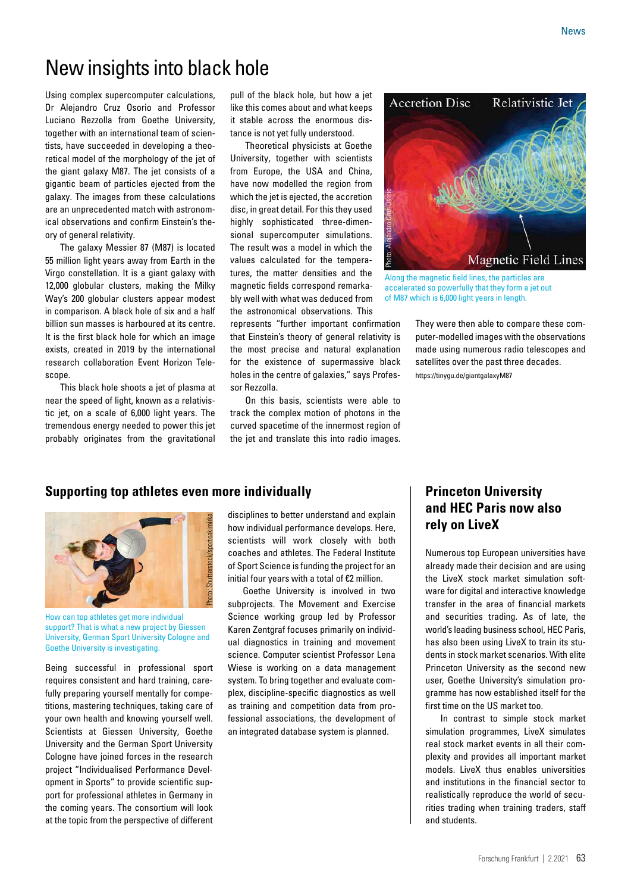# New insights into black hole

Using complex supercomputer calculations, Dr Alejandro Cruz Osorio and Professor Luciano Rezzolla from Goethe University, together with an international team of scientists, have succeeded in developing a theoretical model of the morphology of the jet of the giant galaxy M87. The jet consists of a gigantic beam of particles ejected from the galaxy. The images from these calculations are an unprecedented match with astronomical observations and confirm Einstein's theory of general relativity.

The galaxy Messier 87 (M87) is located 55 million light years away from Earth in the Virgo constellation. It is a giant galaxy with 12,000 globular clusters, making the Milky Way's 200 globular clusters appear modest in comparison. A black hole of six and a half billion sun masses is harboured at its centre. It is the first black hole for which an image exists, created in 2019 by the international research collaboration Event Horizon Telescope.

This black hole shoots a jet of plasma at near the speed of light, known as a relativistic jet, on a scale of 6,000 light years. The tremendous energy needed to power this jet probably originates from the gravitational pull of the black hole, but how a jet like this comes about and what keeps it stable across the enormous distance is not yet fully understood.

Theoretical physicists at Goethe University, together with scientists from Europe, the USA and China, have now modelled the region from which the jet is ejected, the accretion disc, in great detail. For this they used highly sophisticated three-dimensional supercomputer simulations. The result was a model in which the values calculated for the temperatures, the matter densities and the magnetic fields correspond remarkably well with what was deduced from the astronomical observations. This represents "further important confirmation that Einstein's theory of general relativity is the most precise and natural explanation for the existence of supermassive black holes in the centre of galaxies," says Professor Rezzolla.

On this basis, scientists were able to track the complex motion of photons in the curved spacetime of the innermost region of the jet and translate this into radio images. They were then able to compare these computer-modelled images with the observations made using numerous radio telescopes and satellites over the past three decades.

https://tinygu.de/giantgalaxyM87

Accretion Disc
Relativistic Jet
Magnetic Field Lines
Photo: Alejandro Cruz-Osorio

Along the magnetic field lines, the particles are accelerated so powerfully that they form a jet out of M87 which is 6,000 light years in length.

## Supporting top athletes even more individually

Photo: Shutterstock/sportpoint/mirka

How can top athletes get more individual support? That is what a new project by Giessen University, German Sport University Cologne and Goethe University is investigating.

Being successful in professional sport requires consistent and hard training, carefully preparing yourself mentally for competitions, mastering techniques, taking care of your own health and knowing yourself well. Scientists at Giessen University, Goethe University and the German Sport University Cologne have joined forces in the research project "Individualised Performance Development in Sports" to provide scientific support for professional athletes in Germany in the coming years. The consortium will look at the topic from the perspective of different disciplines to better understand and explain how individual performance develops. Here, scientists will work closely with both coaches and athletes. The Federal Institute of Sport Science is funding the project for an initial four years with a total of €2 million.

Goethe University is involved in two subprojects. The Movement and Exercise Science working group led by Professor Karen Zentgraf focuses primarily on individual diagnostics in training and movement science. Computer scientist Professor Lena Wiese is working on a data management system. To bring together and evaluate complex, discipline-specific diagnostics as well as training and competition data from professional associations, the development of an integrated database system is planned.

## Princeton University and HEC Paris now also rely on LiveX

Numerous top European universities have already made their decision and are using the LiveX stock market simulation software for digital and interactive knowledge transfer in the area of financial markets and securities trading. As of late, the world's leading business school, HEC Paris, has also been using LiveX to train its students in stock market scenarios. With elite Princeton University as the second new user, Goethe University's simulation programme has now established itself for the first time on the US market too.

In contrast to simple stock market simulation programmes, LiveX simulates real stock market events in all their complexity and provides all important market models. LiveX thus enables universities and institutions in the financial sector to realistically reproduce the world of securities trading when training traders, staff and students.